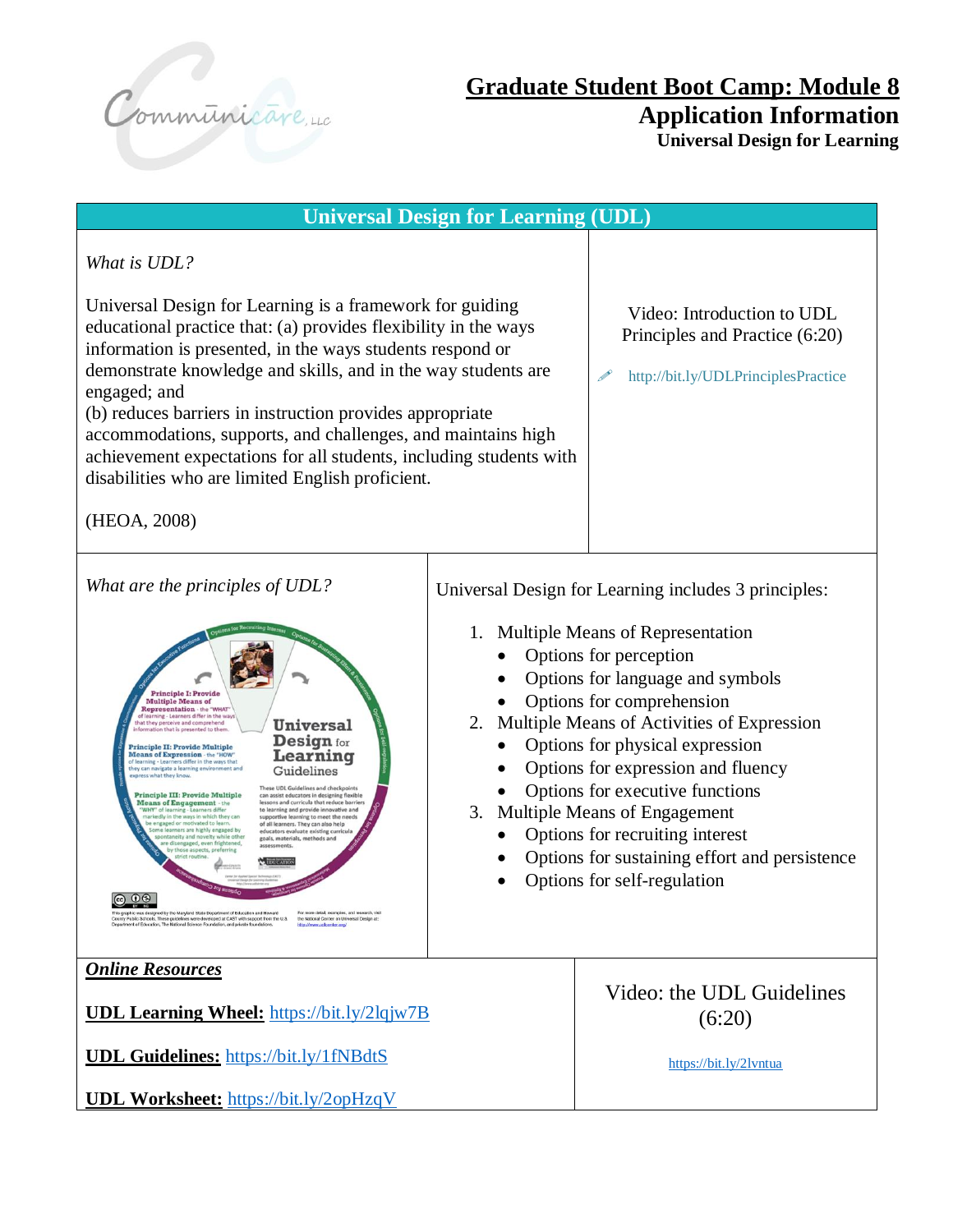# Graduate Student Boot Camp: Module 8

## Application Information

### Universal Design for Learning

## Universal Design for Learning (UDL)

*What is UDL?*

Universal Design for Learning is a framework for guiding educational practice that: (a) provides flexibility in the ways information is presented, in the ways students respond or demonstrate knowledge and skills, and in the way students are engaged; and
(b) reduces barriers in instruction provides appropriate accommodations, supports, and challenges, and maintains high achievement expectations for all students, including students with disabilities who are limited English proficient.

(HEOA, 2008)

Video: Introduction to UDL Principles and Practice (6:20)

http://bit.ly/UDLPrinciplesPractice

*What are the principles of UDL?*

Universal Design for Learning includes 3 principles:

1. Multiple Means of Representation
   - Options for perception
   - Options for language and symbols
   - Options for comprehension
2. Multiple Means of Activities of Expression
   - Options for physical expression
   - Options for expression and fluency
   - Options for executive functions
3. Multiple Means of Engagement
   - Options for recruiting interest
   - Options for sustaining effort and persistence
   - Options for self-regulation

***Online Resources***

**UDL Learning Wheel:** https://bit.ly/2lqjw7B

**UDL Guidelines:** https://bit.ly/1fNBdtS

**UDL Worksheet:** https://bit.ly/2opHzqV

Video: the UDL Guidelines (6:20)

https://bit.ly/2lvntua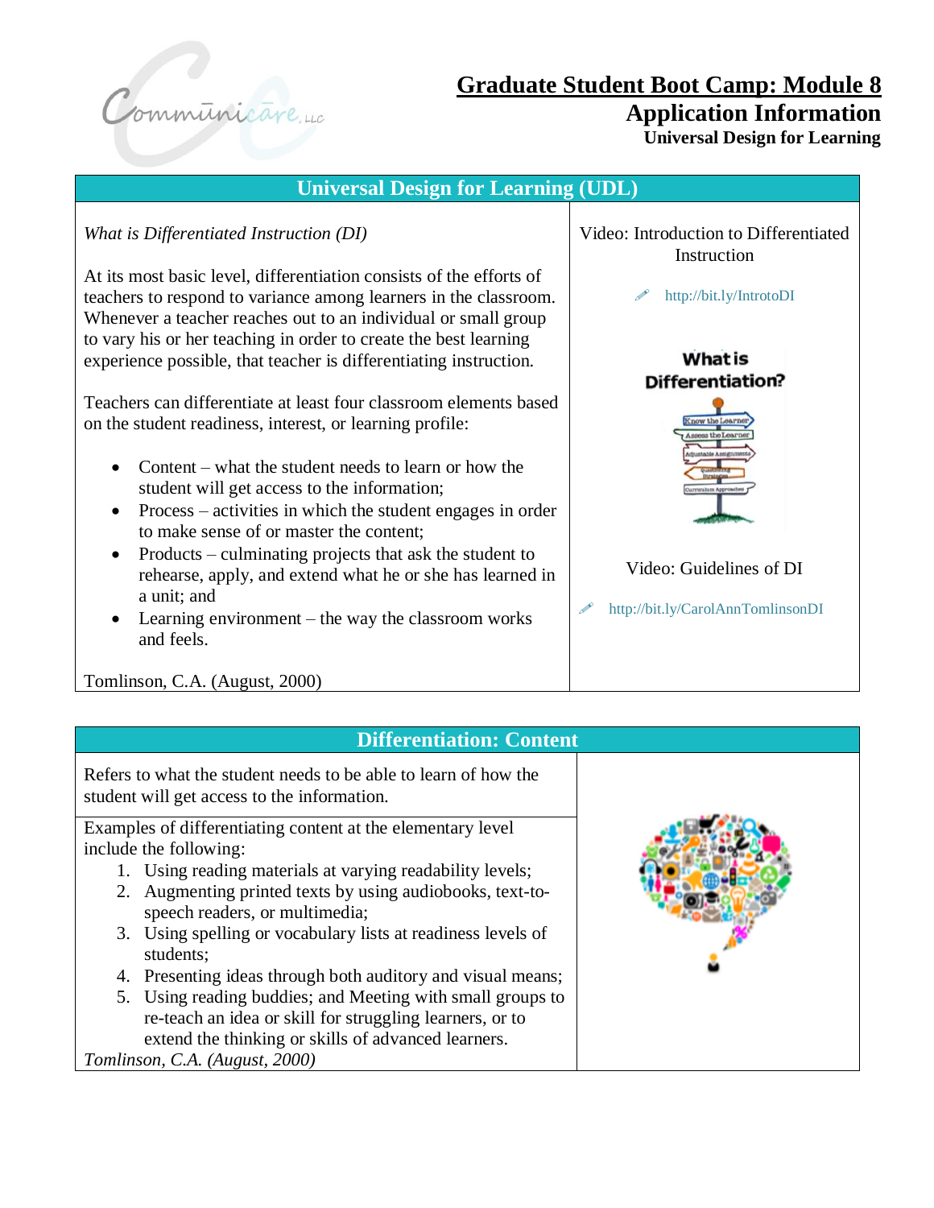# Graduate Student Boot Camp: Module 8

## Application Information

### Universal Design for Learning

## Universal Design for Learning (UDL)

*What is Differentiated Instruction (DI)*

At its most basic level, differentiation consists of the efforts of teachers to respond to variance among learners in the classroom. Whenever a teacher reaches out to an individual or small group to vary his or her teaching in order to create the best learning experience possible, that teacher is differentiating instruction.

Teachers can differentiate at least four classroom elements based on the student readiness, interest, or learning profile:

- Content – what the student needs to learn or how the student will get access to the information;
- Process – activities in which the student engages in order to make sense of or master the content;
- Products – culminating projects that ask the student to rehearse, apply, and extend what he or she has learned in a unit; and
- Learning environment – the way the classroom works and feels.

Tomlinson, C.A. (August, 2000)

Video: Introduction to Differentiated Instruction

http://bit.ly/IntrotoDI

What is Differentiation?

Know the Learner
Assess the Learner
Adjustable Assignments
Questioning Strategies
Curriculum Approaches

Video: Guidelines of DI

http://bit.ly/CarolAnnTomlinsonDI

## Differentiation: Content

Refers to what the student needs to be able to learn of how the student will get access to the information.

Examples of differentiating content at the elementary level include the following:

1. Using reading materials at varying readability levels;
2. Augmenting printed texts by using audiobooks, text-to-speech readers, or multimedia;
3. Using spelling or vocabulary lists at readiness levels of students;
4. Presenting ideas through both auditory and visual means;
5. Using reading buddies; and Meeting with small groups to re-teach an idea or skill for struggling learners, or to extend the thinking or skills of advanced learners.

*Tomlinson, C.A. (August, 2000)*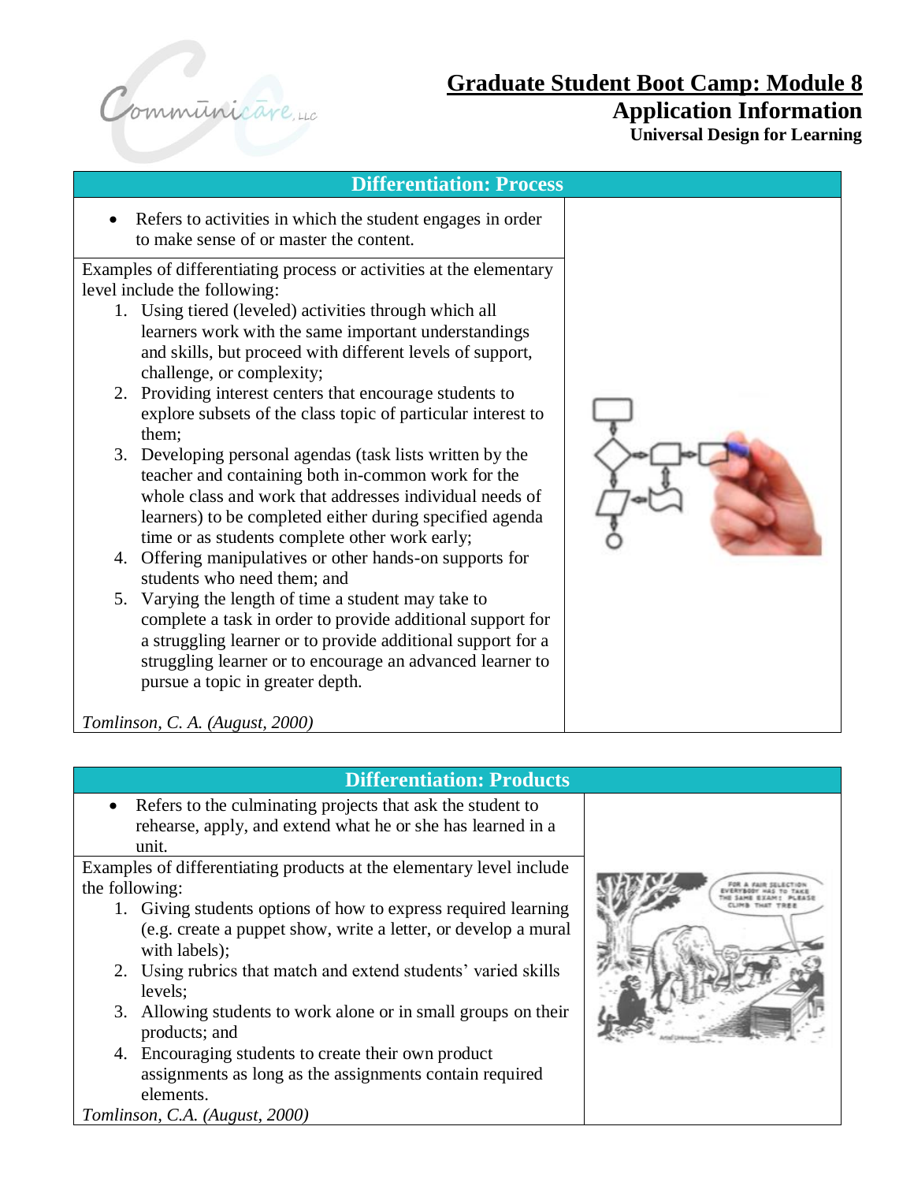# Graduate Student Boot Camp: Module 8

## Application Information

### Universal Design for Learning

## Differentiation: Process

- Refers to activities in which the student engages in order to make sense of or master the content.

Examples of differentiating process or activities at the elementary level include the following:

1. Using tiered (leveled) activities through which all learners work with the same important understandings and skills, but proceed with different levels of support, challenge, or complexity;
2. Providing interest centers that encourage students to explore subsets of the class topic of particular interest to them;
3. Developing personal agendas (task lists written by the teacher and containing both in-common work for the whole class and work that addresses individual needs of learners) to be completed either during specified agenda time or as students complete other work early;
4. Offering manipulatives or other hands-on supports for students who need them; and
5. Varying the length of time a student may take to complete a task in order to provide additional support for a struggling learner or to provide additional support for a struggling learner or to encourage an advanced learner to pursue a topic in greater depth.

*Tomlinson, C. A. (August, 2000)*

## Differentiation: Products

- Refers to the culminating projects that ask the student to rehearse, apply, and extend what he or she has learned in a unit.

Examples of differentiating products at the elementary level include the following:

1. Giving students options of how to express required learning (e.g. create a puppet show, write a letter, or develop a mural with labels);
2. Using rubrics that match and extend students' varied skills levels;
3. Allowing students to work alone or in small groups on their products; and
4. Encouraging students to create their own product assignments as long as the assignments contain required elements.

*Tomlinson, C.A. (August, 2000)*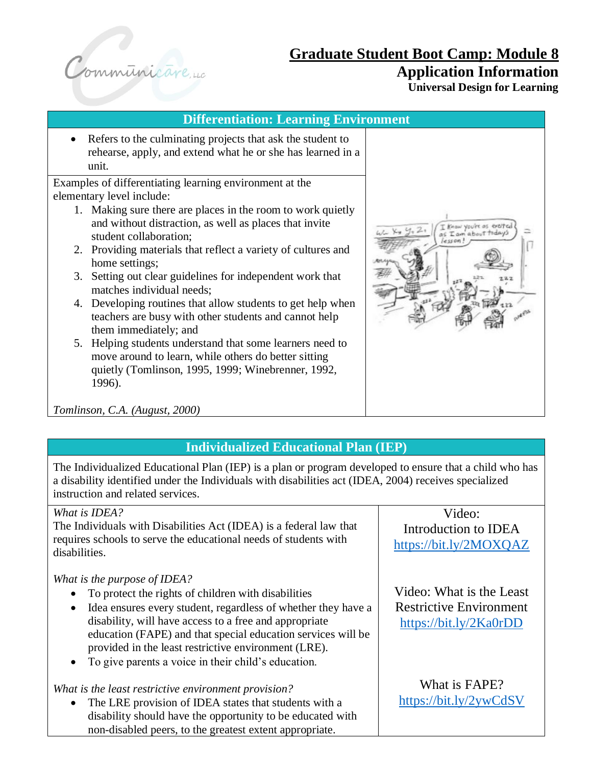# Graduate Student Boot Camp: Module 8
## Application Information
### Universal Design for Learning

## Differentiation: Learning Environment

- Refers to the culminating projects that ask the student to rehearse, apply, and extend what he or she has learned in a unit.

Examples of differentiating learning environment at the elementary level include:

1. Making sure there are places in the room to work quietly and without distraction, as well as places that invite student collaboration;
2. Providing materials that reflect a variety of cultures and home settings;
3. Setting out clear guidelines for independent work that matches individual needs;
4. Developing routines that allow students to get help when teachers are busy with other students and cannot help them immediately; and
5. Helping students understand that some learners need to move around to learn, while others do better sitting quietly (Tomlinson, 1995, 1999; Winebrenner, 1992, 1996).

*Tomlinson, C.A. (August, 2000)*

## Individualized Educational Plan (IEP)

The Individualized Educational Plan (IEP) is a plan or program developed to ensure that a child who has a disability identified under the Individuals with disabilities act (IDEA, 2004) receives specialized instruction and related services.

*What is IDEA?*
The Individuals with Disabilities Act (IDEA) is a federal law that requires schools to serve the educational needs of students with disabilities.

*What is the purpose of IDEA?*

- To protect the rights of children with disabilities
- Idea ensures every student, regardless of whether they have a disability, will have access to a free and appropriate education (FAPE) and that special education services will be provided in the least restrictive environment (LRE).
- To give parents a voice in their child's education.

*What is the least restrictive environment provision?*

- The LRE provision of IDEA states that students with a disability should have the opportunity to be educated with non-disabled peers, to the greatest extent appropriate.

Video:
Introduction to IDEA
https://bit.ly/2MOXQAZ

Video: What is the Least Restrictive Environment
https://bit.ly/2Ka0rDD

What is FAPE?
https://bit.ly/2ywCdSV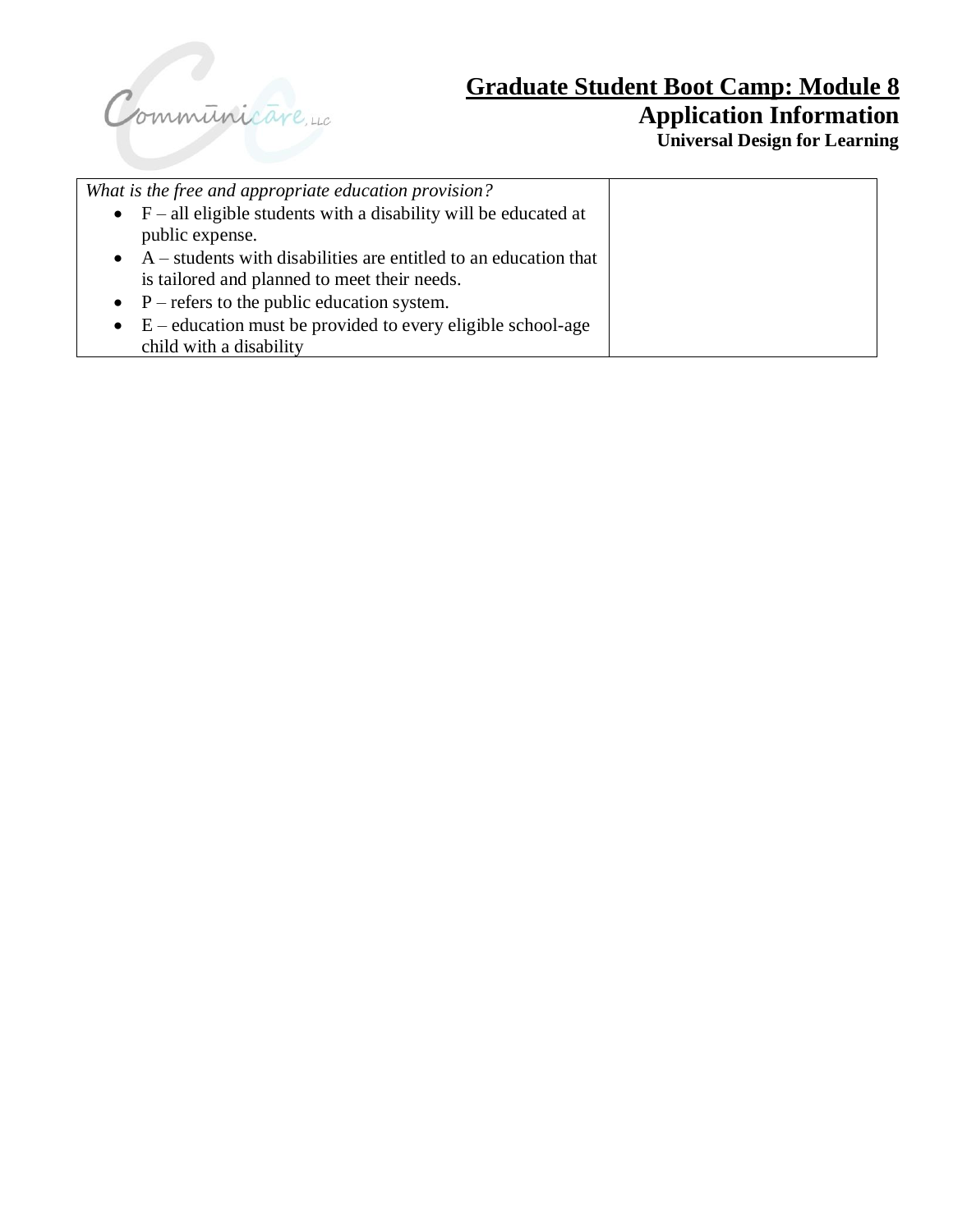| | |
|---|---|
| *What is the free and appropriate education provision?*<br>• F – all eligible students with a disability will be educated at public expense.<br>• A – students with disabilities are entitled to an education that is tailored and planned to meet their needs.<br>• P – refers to the public education system.<br>• E – education must be provided to every eligible school-age child with a disability | |